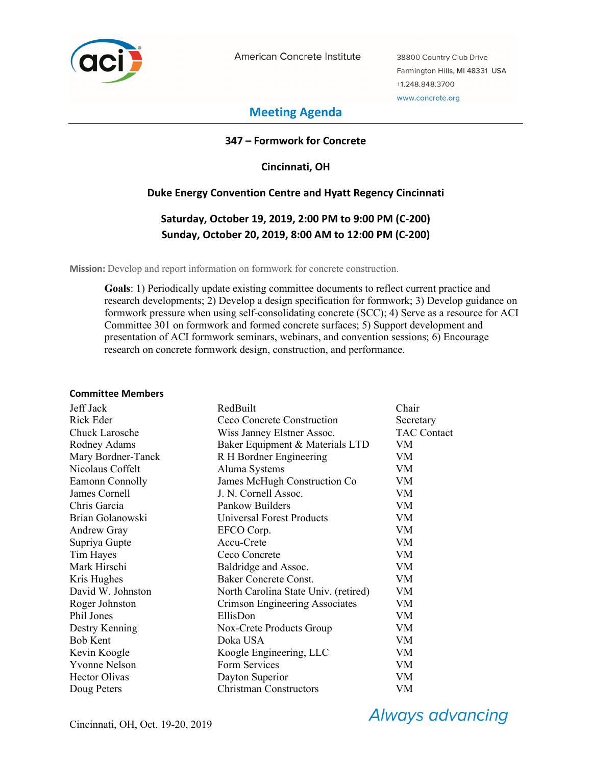American Concrete Institute

38800 Country Club Drive
Farmington Hills, MI 48331 USA
+1.248.848.3700
www.concrete.org

# Meeting Agenda

## 347 – Formwork for Concrete

**Cincinnati, OH**

**Duke Energy Convention Centre and Hyatt Regency Cincinnati**

**Saturday, October 19, 2019, 2:00 PM to 9:00 PM (C-200)**
**Sunday, October 20, 2019, 8:00 AM to 12:00 PM (C-200)**

**Mission:** Develop and report information on formwork for concrete construction.

**Goals**: 1) Periodically update existing committee documents to reflect current practice and research developments; 2) Develop a design specification for formwork; 3) Develop guidance on formwork pressure when using self-consolidating concrete (SCC); 4) Serve as a resource for ACI Committee 301 on formwork and formed concrete surfaces; 5) Support development and presentation of ACI formwork seminars, webinars, and convention sessions; 6) Encourage research on concrete formwork design, construction, and performance.

### Committee Members

| | | |
|---|---|---|
| Jeff Jack | RedBuilt | Chair |
| Rick Eder | Ceco Concrete Construction | Secretary |
| Chuck Larosche | Wiss Janney Elstner Assoc. | TAC Contact |
| Rodney Adams | Baker Equipment & Materials LTD | VM |
| Mary Bordner-Tanck | R H Bordner Engineering | VM |
| Nicolaus Coffelt | Aluma Systems | VM |
| Eamonn Connolly | James McHugh Construction Co | VM |
| James Cornell | J. N. Cornell Assoc. | VM |
| Chris Garcia | Pankow Builders | VM |
| Brian Golanowski | Universal Forest Products | VM |
| Andrew Gray | EFCO Corp. | VM |
| Supriya Gupte | Accu-Crete | VM |
| Tim Hayes | Ceco Concrete | VM |
| Mark Hirschi | Baldridge and Assoc. | VM |
| Kris Hughes | Baker Concrete Const. | VM |
| David W. Johnston | North Carolina State Univ. (retired) | VM |
| Roger Johnston | Crimson Engineering Associates | VM |
| Phil Jones | EllisDon | VM |
| Destry Kenning | Nox-Crete Products Group | VM |
| Bob Kent | Doka USA | VM |
| Kevin Koogle | Koogle Engineering, LLC | VM |
| Yvonne Nelson | Form Services | VM |
| Hector Olivas | Dayton Superior | VM |
| Doug Peters | Christman Constructors | VM |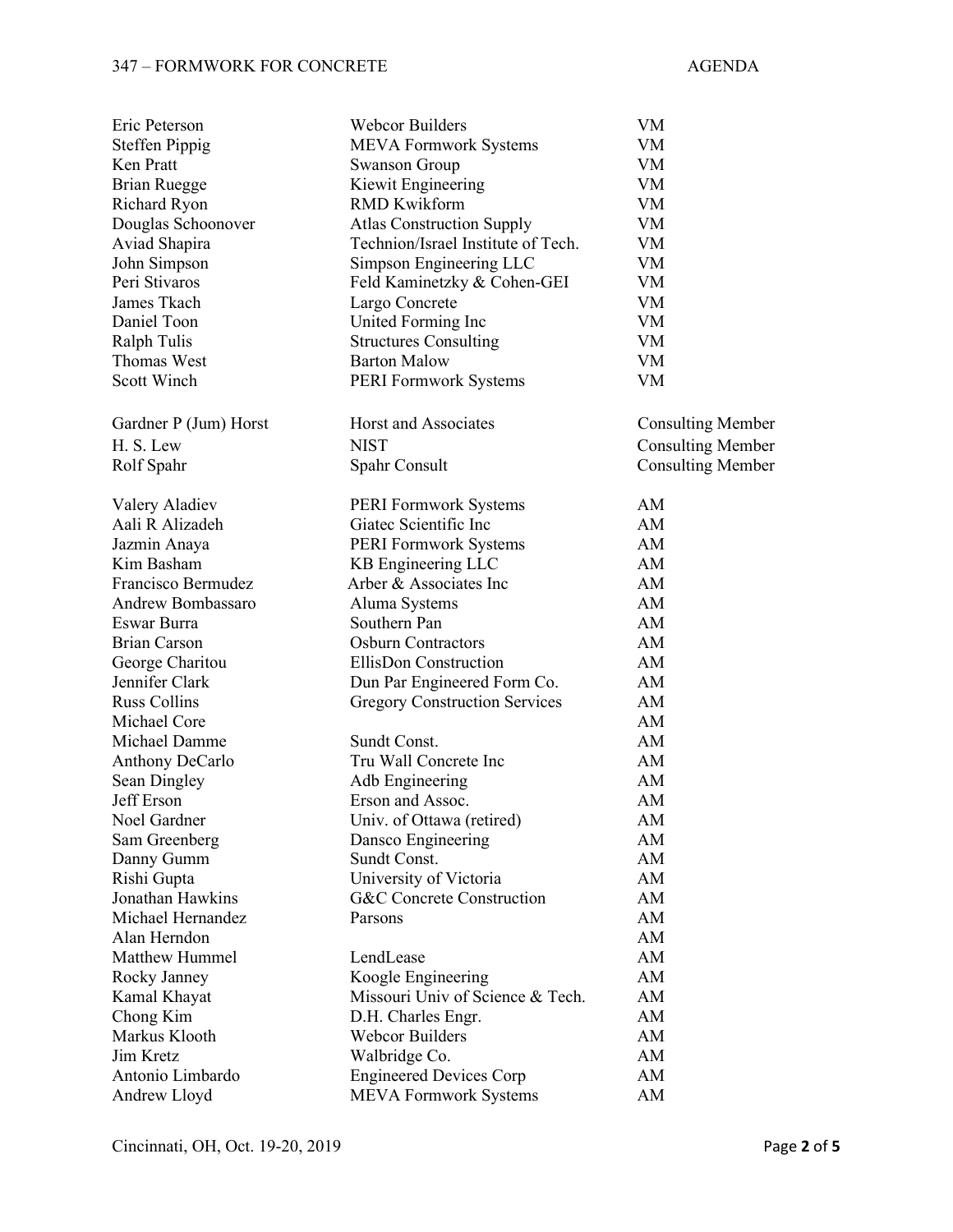| Name | Organization | Status |
|---|---|---|
| Eric Peterson | Webcor Builders | VM |
| Steffen Pippig | MEVA Formwork Systems | VM |
| Ken Pratt | Swanson Group | VM |
| Brian Ruegge | Kiewit Engineering | VM |
| Richard Ryon | RMD Kwikform | VM |
| Douglas Schoonover | Atlas Construction Supply | VM |
| Aviad Shapira | Technion/Israel Institute of Tech. | VM |
| John Simpson | Simpson Engineering LLC | VM |
| Peri Stivaros | Feld Kaminetzky & Cohen-GEI | VM |
| James Tkach | Largo Concrete | VM |
| Daniel Toon | United Forming Inc | VM |
| Ralph Tulis | Structures Consulting | VM |
| Thomas West | Barton Malow | VM |
| Scott Winch | PERI Formwork Systems | VM |
| | | |
| Gardner P (Jum) Horst | Horst and Associates | Consulting Member |
| H. S. Lew | NIST | Consulting Member |
| Rolf Spahr | Spahr Consult | Consulting Member |
| | | |
| Valery Aladiev | PERI Formwork Systems | AM |
| Aali R Alizadeh | Giatec Scientific Inc | AM |
| Jazmin Anaya | PERI Formwork Systems | AM |
| Kim Basham | KB Engineering LLC | AM |
| Francisco Bermudez | Arber & Associates Inc | AM |
| Andrew Bombassaro | Aluma Systems | AM |
| Eswar Burra | Southern Pan | AM |
| Brian Carson | Osburn Contractors | AM |
| George Charitou | EllisDon Construction | AM |
| Jennifer Clark | Dun Par Engineered Form Co. | AM |
| Russ Collins | Gregory Construction Services | AM |
| Michael Core | | AM |
| Michael Damme | Sundt Const. | AM |
| Anthony DeCarlo | Tru Wall Concrete Inc | AM |
| Sean Dingley | Adb Engineering | AM |
| Jeff Erson | Erson and Assoc. | AM |
| Noel Gardner | Univ. of Ottawa (retired) | AM |
| Sam Greenberg | Dansco Engineering | AM |
| Danny Gumm | Sundt Const. | AM |
| Rishi Gupta | University of Victoria | AM |
| Jonathan Hawkins | G&C Concrete Construction | AM |
| Michael Hernandez | Parsons | AM |
| Alan Herndon | | AM |
| Matthew Hummel | LendLease | AM |
| Rocky Janney | Koogle Engineering | AM |
| Kamal Khayat | Missouri Univ of Science & Tech. | AM |
| Chong Kim | D.H. Charles Engr. | AM |
| Markus Klooth | Webcor Builders | AM |
| Jim Kretz | Walbridge Co. | AM |
| Antonio Limbardo | Engineered Devices Corp | AM |
| Andrew Lloyd | MEVA Formwork Systems | AM |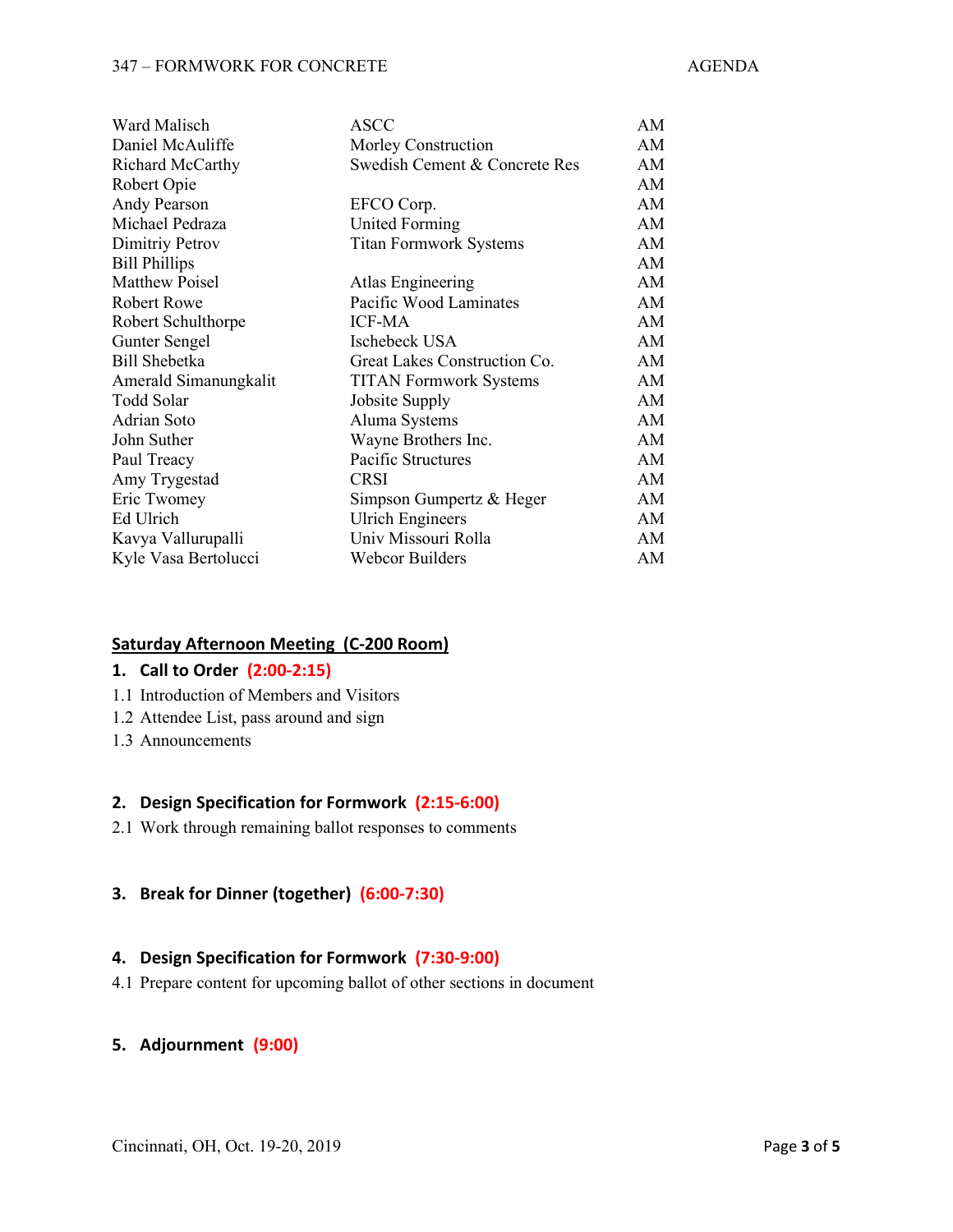| | | |
|---|---|---|
| Ward Malisch | ASCC | AM |
| Daniel McAuliffe | Morley Construction | AM |
| Richard McCarthy | Swedish Cement & Concrete Res | AM |
| Robert Opie | | AM |
| Andy Pearson | EFCO Corp. | AM |
| Michael Pedraza | United Forming | AM |
| Dimitriy Petrov | Titan Formwork Systems | AM |
| Bill Phillips | | AM |
| Matthew Poisel | Atlas Engineering | AM |
| Robert Rowe | Pacific Wood Laminates | AM |
| Robert Schulthorpe | ICF-MA | AM |
| Gunter Sengel | Ischebeck USA | AM |
| Bill Shebetka | Great Lakes Construction Co. | AM |
| Amerald Simanungkalit | TITAN Formwork Systems | AM |
| Todd Solar | Jobsite Supply | AM |
| Adrian Soto | Aluma Systems | AM |
| John Suther | Wayne Brothers Inc. | AM |
| Paul Treacy | Pacific Structures | AM |
| Amy Trygestad | CRSI | AM |
| Eric Twomey | Simpson Gumpertz & Heger | AM |
| Ed Ulrich | Ulrich Engineers | AM |
| Kavya Vallurupalli | Univ Missouri Rolla | AM |
| Kyle Vasa Bertolucci | Webcor Builders | AM |

## Saturday Afternoon Meeting (C-200 Room)

### 1. Call to Order (2:00-2:15)

1.1 Introduction of Members and Visitors
1.2 Attendee List, pass around and sign
1.3 Announcements

### 2. Design Specification for Formwork (2:15-6:00)

2.1 Work through remaining ballot responses to comments

### 3. Break for Dinner (together) (6:00-7:30)

### 4. Design Specification for Formwork (7:30-9:00)

4.1 Prepare content for upcoming ballot of other sections in document

### 5. Adjournment (9:00)

Cincinnati, OH, Oct. 19-20, 2019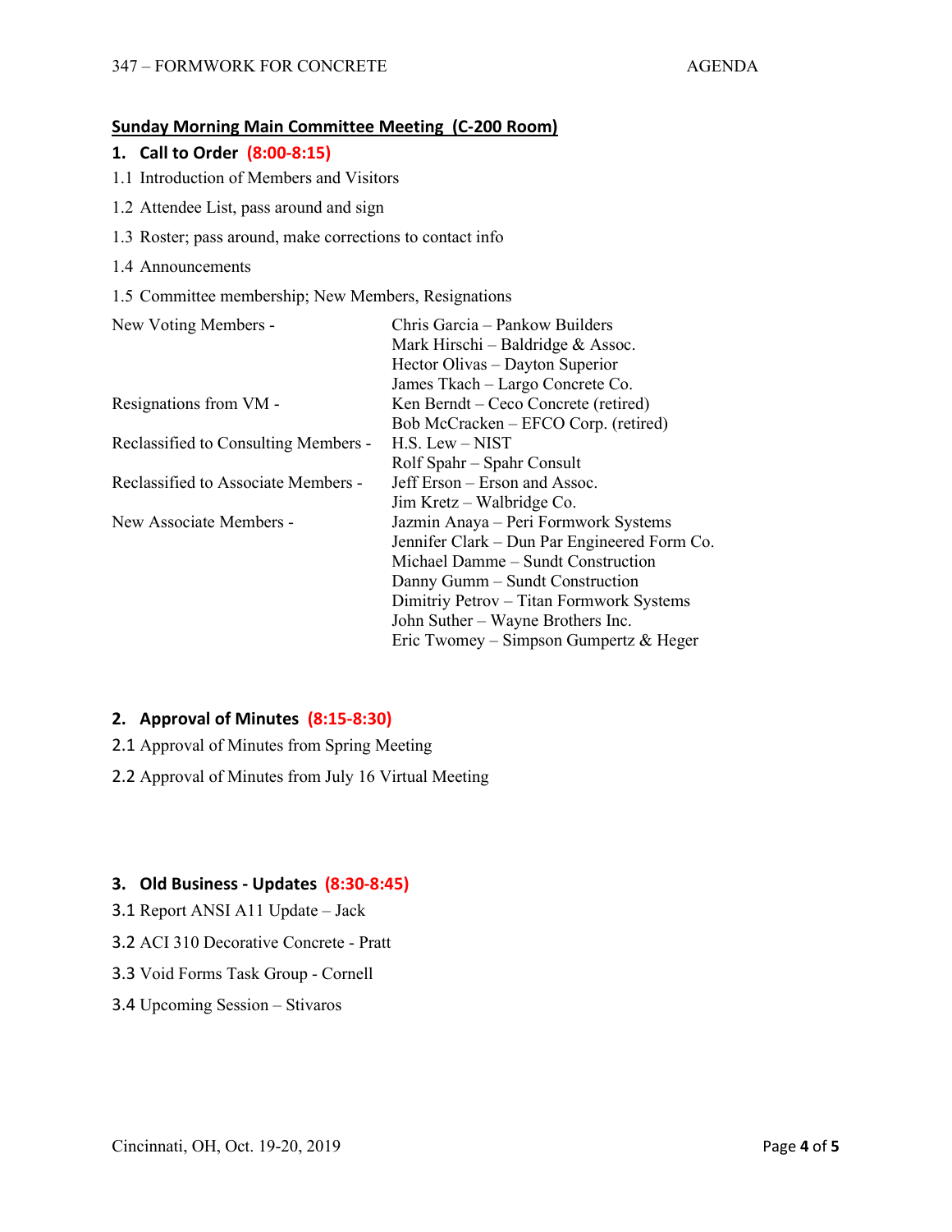## Sunday Morning Main Committee Meeting (C-200 Room)

### 1. Call to Order (8:00-8:15)

1.1 Introduction of Members and Visitors

1.2 Attendee List, pass around and sign

1.3 Roster; pass around, make corrections to contact info

1.4 Announcements

1.5 Committee membership; New Members, Resignations

| | |
|---|---|
| New Voting Members - | Chris Garcia – Pankow Builders<br>Mark Hirschi – Baldridge & Assoc.<br>Hector Olivas – Dayton Superior<br>James Tkach – Largo Concrete Co. |
| Resignations from VM - | Ken Berndt – Ceco Concrete (retired)<br>Bob McCracken – EFCO Corp. (retired) |
| Reclassified to Consulting Members - | H.S. Lew – NIST<br>Rolf Spahr – Spahr Consult |
| Reclassified to Associate Members - | Jeff Erson – Erson and Assoc.<br>Jim Kretz – Walbridge Co. |
| New Associate Members - | Jazmin Anaya – Peri Formwork Systems<br>Jennifer Clark – Dun Par Engineered Form Co.<br>Michael Damme – Sundt Construction<br>Danny Gumm – Sundt Construction<br>Dimitriy Petrov – Titan Formwork Systems<br>John Suther – Wayne Brothers Inc.<br>Eric Twomey – Simpson Gumpertz & Heger |

### 2. Approval of Minutes (8:15-8:30)

2.1 Approval of Minutes from Spring Meeting

2.2 Approval of Minutes from July 16 Virtual Meeting

### 3. Old Business - Updates (8:30-8:45)

3.1 Report ANSI A11 Update – Jack

3.2 ACI 310 Decorative Concrete - Pratt

3.3 Void Forms Task Group - Cornell

3.4 Upcoming Session – Stivaros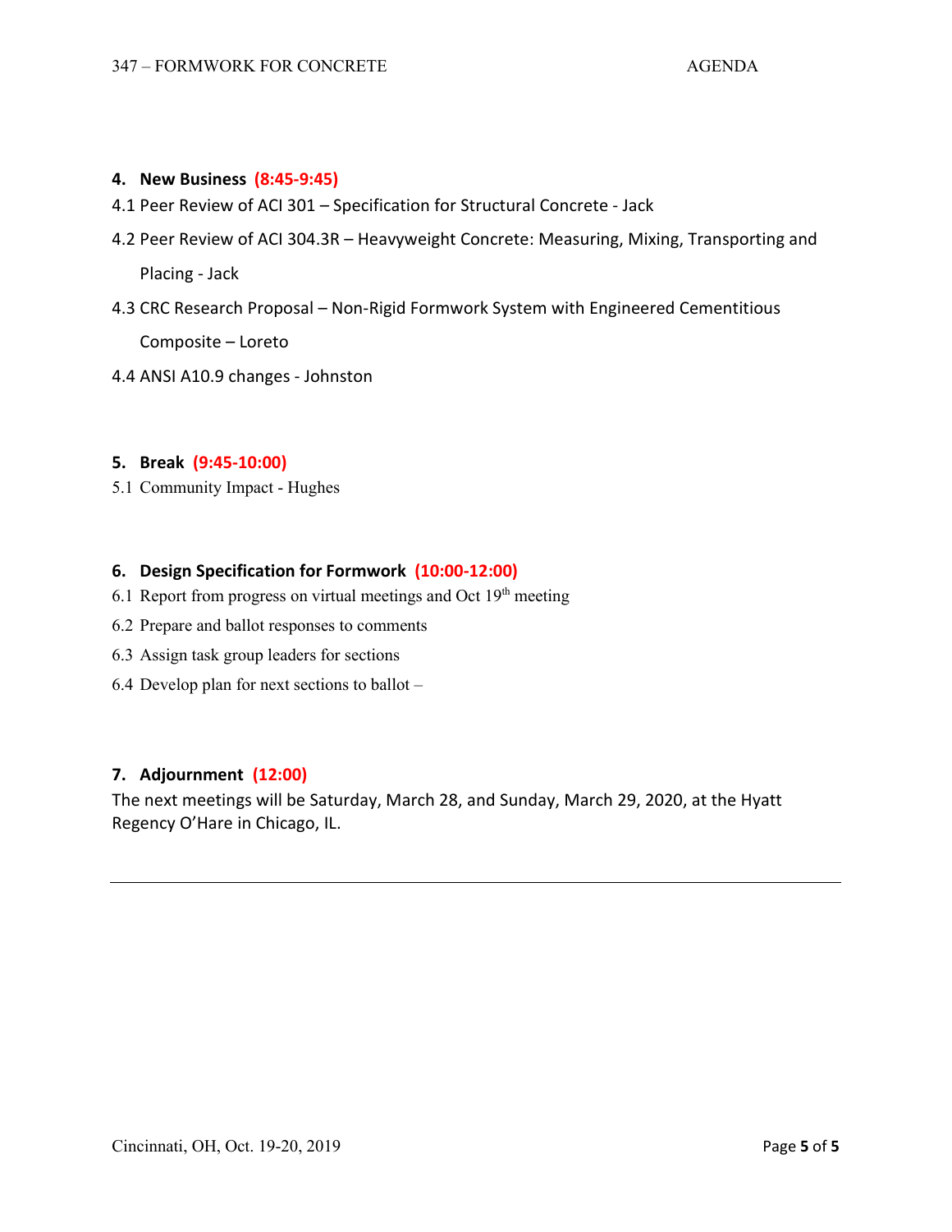## 4. New Business (8:45-9:45)

4.1 Peer Review of ACI 301 – Specification for Structural Concrete - Jack

4.2 Peer Review of ACI 304.3R – Heavyweight Concrete: Measuring, Mixing, Transporting and Placing - Jack

4.3 CRC Research Proposal – Non-Rigid Formwork System with Engineered Cementitious Composite – Loreto

4.4 ANSI A10.9 changes - Johnston

## 5. Break (9:45-10:00)

5.1 Community Impact - Hughes

## 6. Design Specification for Formwork (10:00-12:00)

6.1 Report from progress on virtual meetings and Oct 19th meeting

6.2 Prepare and ballot responses to comments

6.3 Assign task group leaders for sections

6.4 Develop plan for next sections to ballot –

## 7. Adjournment (12:00)

The next meetings will be Saturday, March 28, and Sunday, March 29, 2020, at the Hyatt Regency O'Hare in Chicago, IL.

---